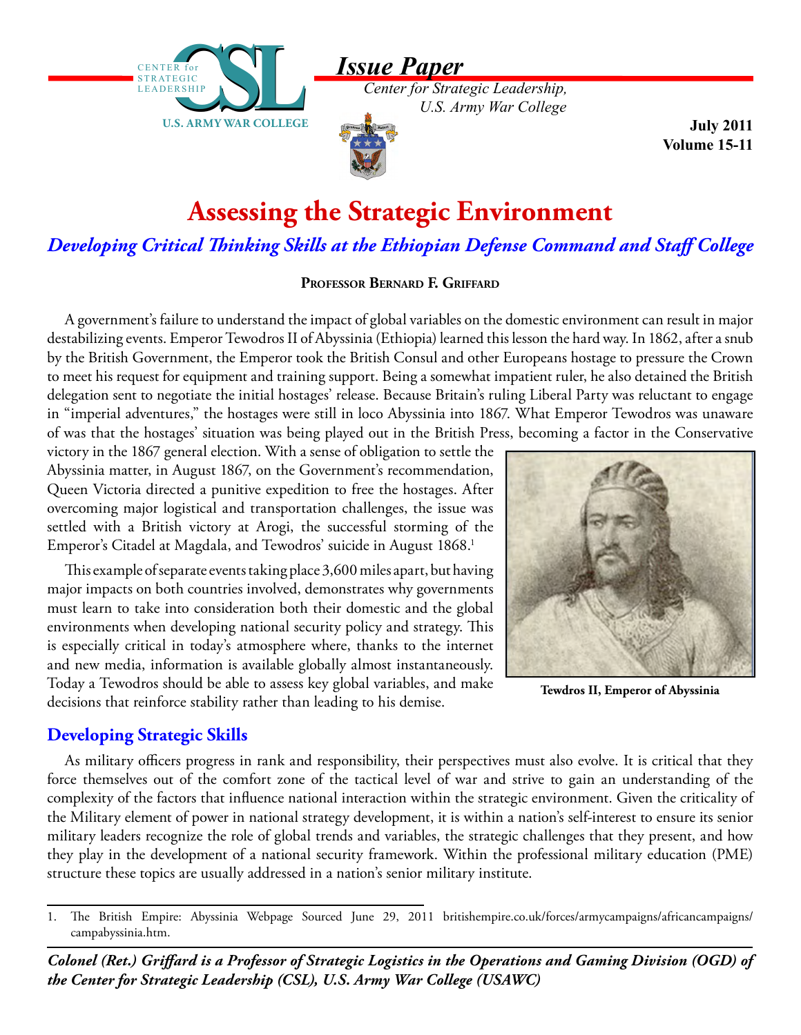# Issue Paper

*Center for Strategic Leadership, U.S. Army War College*

**July 2011**
**Volume 15-11**

# Assessing the Strategic Environment

## *Developing Critical Thinking Skills at the Ethiopian Defense Command and Staff College*

**Professor Bernard F. Griffard**

A government's failure to understand the impact of global variables on the domestic environment can result in major destabilizing events. Emperor Tewodros II of Abyssinia (Ethiopia) learned this lesson the hard way. In 1862, after a snub by the British Government, the Emperor took the British Consul and other Europeans hostage to pressure the Crown to meet his request for equipment and training support. Being a somewhat impatient ruler, he also detained the British delegation sent to negotiate the initial hostages' release. Because Britain's ruling Liberal Party was reluctant to engage in "imperial adventures," the hostages were still in loco Abyssinia into 1867. What Emperor Tewodros was unaware of was that the hostages' situation was being played out in the British Press, becoming a factor in the Conservative victory in the 1867 general election. With a sense of obligation to settle the Abyssinia matter, in August 1867, on the Government's recommendation, Queen Victoria directed a punitive expedition to free the hostages. After overcoming major logistical and transportation challenges, the issue was settled with a British victory at Arogi, the successful storming of the Emperor's Citadel at Magdala, and Tewodros' suicide in August 1868.[1]

**Tewdros II, Emperor of Abyssinia**

This example of separate events taking place 3,600 miles apart, but having major impacts on both countries involved, demonstrates why governments must learn to take into consideration both their domestic and the global environments when developing national security policy and strategy. This is especially critical in today's atmosphere where, thanks to the internet and new media, information is available globally almost instantaneously. Today a Tewodros should be able to assess key global variables, and make decisions that reinforce stability rather than leading to his demise.

## Developing Strategic Skills

As military officers progress in rank and responsibility, their perspectives must also evolve. It is critical that they force themselves out of the comfort zone of the tactical level of war and strive to gain an understanding of the complexity of the factors that influence national interaction within the strategic environment. Given the criticality of the Military element of power in national strategy development, it is within a nation's self-interest to ensure its senior military leaders recognize the role of global trends and variables, the strategic challenges that they present, and how they play in the development of a national security framework. Within the professional military education (PME) structure these topics are usually addressed in a nation's senior military institute.

---

1. The British Empire: Abyssinia Webpage Sourced June 29, 2011 britishempire.co.uk/forces/armycampaigns/africancampaigns/campabyssinia.htm.

***Colonel (Ret.) Griffard is a Professor of Strategic Logistics in the Operations and Gaming Division (OGD) of the Center for Strategic Leadership (CSL), U.S. Army War College (USAWC)***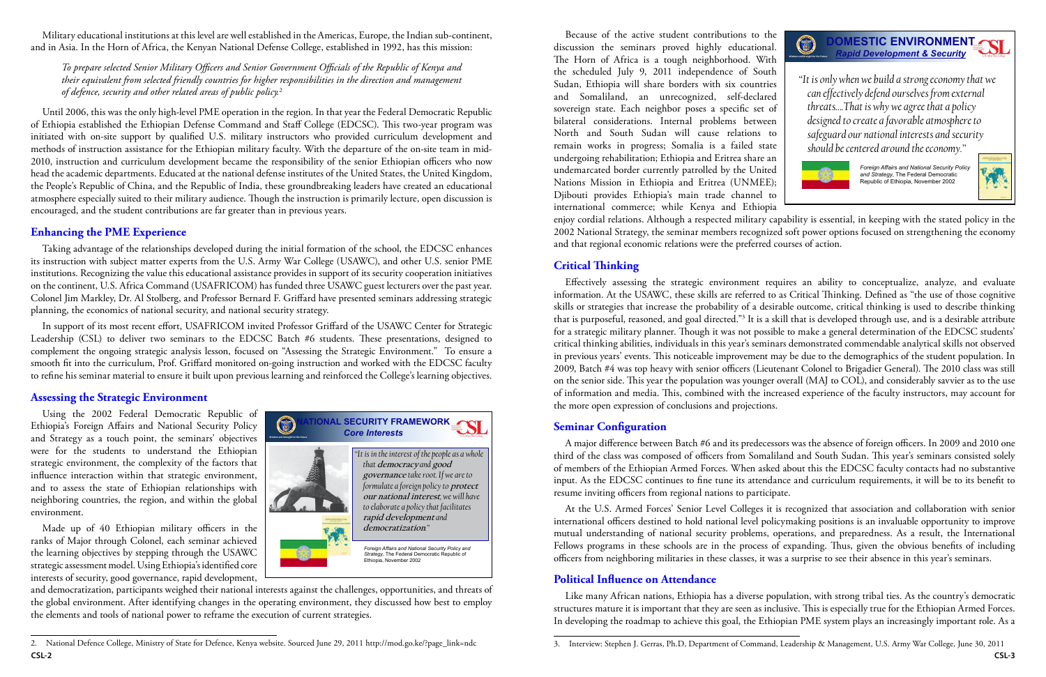Military educational institutions at this level are well established in the Americas, Europe, the Indian sub-continent, and in Asia. In the Horn of Africa, the Kenyan National Defense College, established in 1992, has this mission:

> *To prepare selected Senior Military Officers and Senior Government Officials of the Republic of Kenya and their equivalent from selected friendly countries for higher responsibilities in the direction and management of defence, security and other related areas of public policy.*[2]

Until 2006, this was the only high-level PME operation in the region. In that year the Federal Democratic Republic of Ethiopia established the Ethiopian Defense Command and Staff College (EDCSC). This two-year program was initiated with on-site support by qualified U.S. military instructors who provided curriculum development and methods of instruction assistance for the Ethiopian military faculty. With the departure of the on-site team in mid-2010, instruction and curriculum development became the responsibility of the senior Ethiopian officers who now head the academic departments. Educated at the national defense institutes of the United States, the United Kingdom, the People's Republic of China, and the Republic of India, these groundbreaking leaders have created an educational atmosphere especially suited to their military audience. Though the instruction is primarily lecture, open discussion is encouraged, and the student contributions are far greater than in previous years.

## Enhancing the PME Experience

Taking advantage of the relationships developed during the initial formation of the school, the EDCSC enhances its instruction with subject matter experts from the U.S. Army War College (USAWC), and other U.S. senior PME institutions. Recognizing the value this educational assistance provides in support of its security cooperation initiatives on the continent, U.S. Africa Command (USAFRICOM) has funded three USAWC guest lecturers over the past year. Colonel Jim Markley, Dr. Al Stolberg, and Professor Bernard F. Griffard have presented seminars addressing strategic planning, the economics of national security, and national security strategy.

In support of its most recent effort, USAFRICOM invited Professor Griffard of the USAWC Center for Strategic Leadership (CSL) to deliver two seminars to the EDCSC Batch #6 students. These presentations, designed to complement the ongoing strategic analysis lesson, focused on "Assessing the Strategic Environment." To ensure a smooth fit into the curriculum, Prof. Griffard monitored on-going instruction and worked with the EDCSC faculty to refine his seminar material to ensure it built upon previous learning and reinforced the College's learning objectives.

## Assessing the Strategic Environment

Using the 2002 Federal Democratic Republic of Ethiopia's Foreign Affairs and National Security Policy and Strategy as a touch point, the seminars' objectives were for the students to understand the Ethiopian strategic environment, the complexity of the factors that influence interaction within that strategic environment, and to assess the state of Ethiopian relationships with neighboring countries, the region, and within the global environment.

**NATIONAL SECURITY FRAMEWORK**
*Core Interests*

> *"It is in the interest of the people as a whole that **democracy** and **good governance** take root. If we are to formulate a foreign policy to **protect our national interest**, we will have to elaborate a policy that facilitates **rapid development** and **democratization**."*

*Foreign Affairs and National Security Policy and Strategy*, The Federal Democratic Republic of Ethiopia, November 2002

Made up of 40 Ethiopian military officers in the ranks of Major through Colonel, each seminar achieved the learning objectives by stepping through the USAWC strategic assessment model. Using Ethiopia's identified core interests of security, good governance, rapid development, and democratization, participants weighed their national interests against the challenges, opportunities, and threats of the global environment. After identifying changes in the operating environment, they discussed how best to employ the elements and tools of national power to reframe the execution of current strategies.

Because of the active student contributions to the discussion the seminars proved highly educational. The Horn of Africa is a tough neighborhood. With the scheduled July 9, 2011 independence of South Sudan, Ethiopia will share borders with six countries and Somaliland, an unrecognized, self-declared sovereign state. Each neighbor poses a specific set of bilateral considerations. Internal problems between North and South Sudan will cause relations to remain works in progress; Somalia is a failed state undergoing rehabilitation; Ethiopia and Eritrea share an undemarcated border currently patrolled by the United Nations Mission in Ethiopia and Eritrea (UNMEE); Djibouti provides Ethiopia's main trade channel to international commerce; while Kenya and Ethiopia enjoy cordial relations. Although a respected military capability is essential, in keeping with the stated policy in the 2002 National Strategy, the seminar members recognized soft power options focused on strengthening the economy and that regional economic relations were the preferred courses of action.

**DOMESTIC ENVIRONMENT**
*Rapid Development & Security*

> *"It is only when we build a strong economy that we can effectively defend ourselves from external threats....That is why we agree that a policy designed to create a favorable atmosphere to safeguard our national interests and security should be centered around the economy."*

*Foreign Affairs and National Security Policy and Strategy*, The Federal Democratic Republic of Ethiopia, November 2002

## Critical Thinking

Effectively assessing the strategic environment requires an ability to conceptualize, analyze, and evaluate information. At the USAWC, these skills are referred to as Critical Thinking. Defined as "the use of those cognitive skills or strategies that increase the probability of a desirable outcome, critical thinking is used to describe thinking that is purposeful, reasoned, and goal directed."[3] It is a skill that is developed through use, and is a desirable attribute for a strategic military planner. Though it was not possible to make a general determination of the EDCSC students' critical thinking abilities, individuals in this year's seminars demonstrated commendable analytical skills not observed in previous years' events. This noticeable improvement may be due to the demographics of the student population. In 2009, Batch #4 was top heavy with senior officers (Lieutenant Colonel to Brigadier General). The 2010 class was still on the senior side. This year the population was younger overall (MAJ to COL), and considerably savvier as to the use of information and media. This, combined with the increased experience of the faculty instructors, may account for the more open expression of conclusions and projections.

## Seminar Configuration

A major difference between Batch #6 and its predecessors was the absence of foreign officers. In 2009 and 2010 one third of the class was composed of officers from Somaliland and South Sudan. This year's seminars consisted solely of members of the Ethiopian Armed Forces. When asked about this the EDCSC faculty contacts had no substantive input. As the EDCSC continues to fine tune its attendance and curriculum requirements, it will be to its benefit to resume inviting officers from regional nations to participate.

At the U.S. Armed Forces' Senior Level Colleges it is recognized that association and collaboration with senior international officers destined to hold national level policymaking positions is an invaluable opportunity to improve mutual understanding of national security problems, operations, and preparedness. As a result, the International Fellows programs in these schools are in the process of expanding. Thus, given the obvious benefits of including officers from neighboring militaries in these classes, it was a surprise to see their absence in this year's seminars.

## Political Influence on Attendance

Like many African nations, Ethiopia has a diverse population, with strong tribal ties. As the country's democratic structures mature it is important that they are seen as inclusive. This is especially true for the Ethiopian Armed Forces. In developing the roadmap to achieve this goal, the Ethiopian PME system plays an increasingly important role. As a

---

2. National Defence College, Ministry of State for Defence, Kenya website. Sourced June 29, 2011 http://mod.go.ke/?page_link=ndc

3. Interview: Stephen J. Gerras, Ph.D, Department of Command, Leadership & Management, U.S. Army War College, June 30, 2011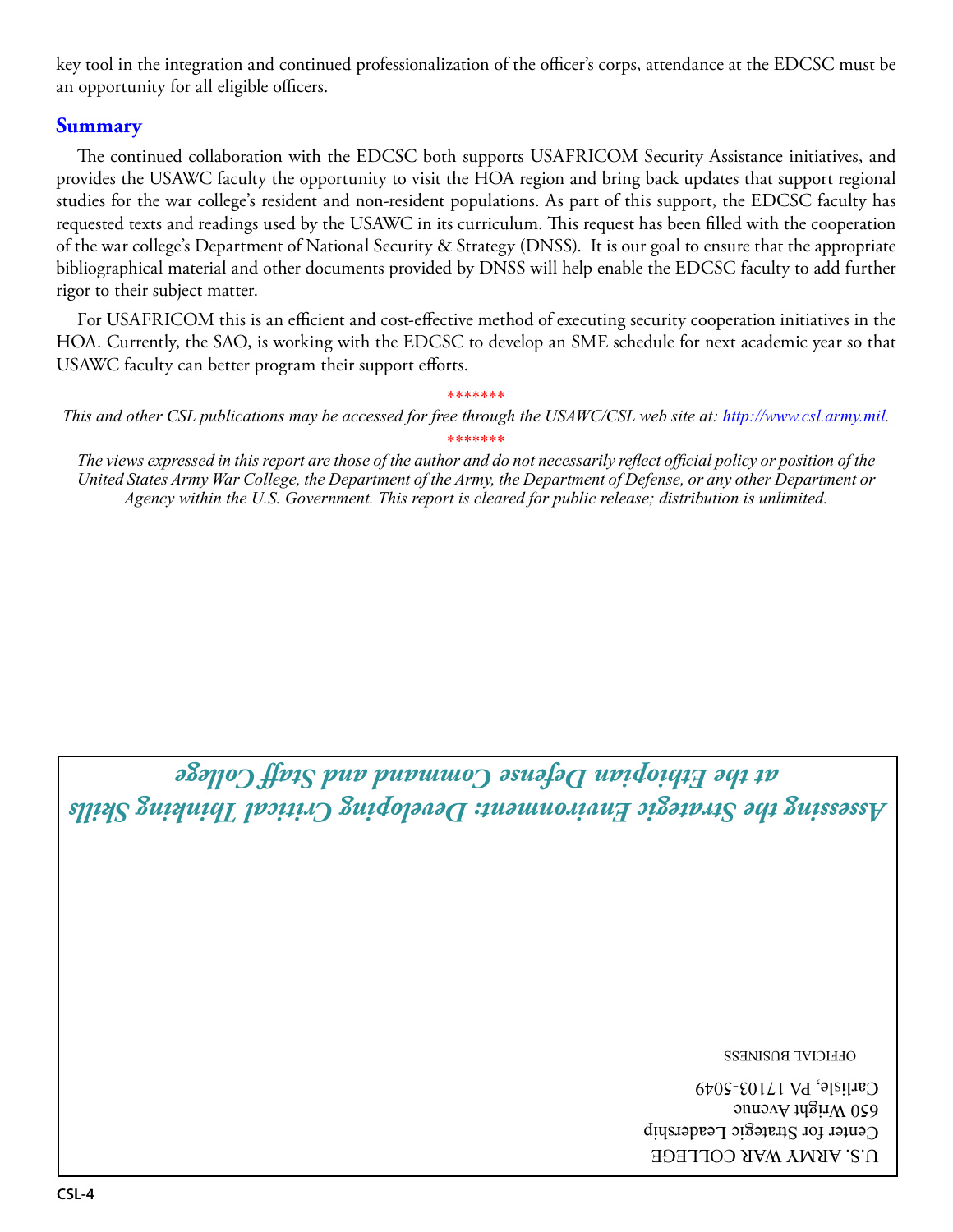key tool in the integration and continued professionalization of the officer's corps, attendance at the EDCSC must be an opportunity for all eligible officers.

## Summary

The continued collaboration with the EDCSC both supports USAFRICOM Security Assistance initiatives, and provides the USAWC faculty the opportunity to visit the HOA region and bring back updates that support regional studies for the war college's resident and non-resident populations. As part of this support, the EDCSC faculty has requested texts and readings used by the USAWC in its curriculum. This request has been filled with the cooperation of the war college's Department of National Security & Strategy (DNSS). It is our goal to ensure that the appropriate bibliographical material and other documents provided by DNSS will help enable the EDCSC faculty to add further rigor to their subject matter.

For USAFRICOM this is an efficient and cost-effective method of executing security cooperation initiatives in the HOA. Currently, the SAO, is working with the EDCSC to develop an SME schedule for next academic year so that USAWC faculty can better program their support efforts.

\*\*\*\*\*\*\*

*This and other CSL publications may be accessed for free through the USAWC/CSL web site at: http://www.csl.army.mil.*

\*\*\*\*\*\*\*

*The views expressed in this report are those of the author and do not necessarily reflect official policy or position of the United States Army War College, the Department of the Army, the Department of Defense, or any other Department or Agency within the U.S. Government. This report is cleared for public release; distribution is unlimited.*

U.S. ARMY WAR COLLEGE
Center for Strategic Leadership
650 Wright Avenue
Carlisle, PA 17103-5049

OFFICIAL BUSINESS

***Assessing the Strategic Environment: Developing Critical Thinking Skills at the Ethiopian Defense Command and Staff College***